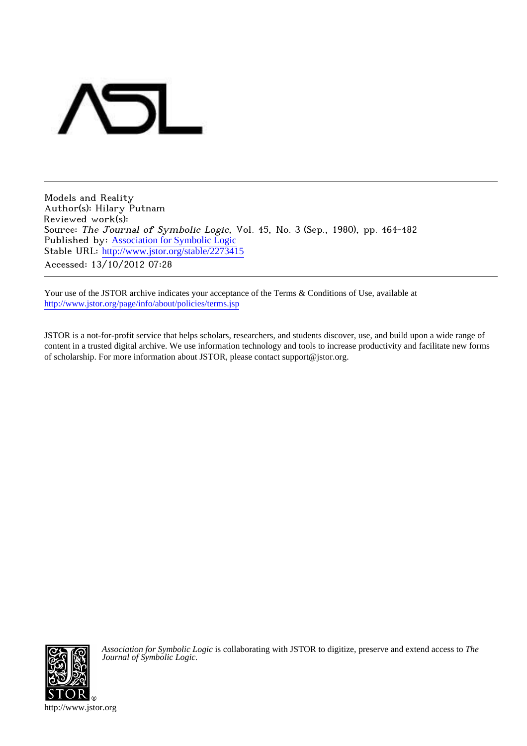Models and Reality
Author(s): Hilary Putnam
Reviewed work(s):
Source: *The Journal of Symbolic Logic*, Vol. 45, No. 3 (Sep., 1980), pp. 464-482
Published by: Association for Symbolic Logic
Stable URL: http://www.jstor.org/stable/2273415
Accessed: 13/10/2012 07:28

Your use of the JSTOR archive indicates your acceptance of the Terms & Conditions of Use, available at http://www.jstor.org/page/info/about/policies/terms.jsp

JSTOR is a not-for-profit service that helps scholars, researchers, and students discover, use, and build upon a wide range of content in a trusted digital archive. We use information technology and tools to increase productivity and facilitate new forms of scholarship. For more information about JSTOR, please contact support@jstor.org.

*Association for Symbolic Logic* is collaborating with JSTOR to digitize, preserve and extend access to *The Journal of Symbolic Logic.*

http://www.jstor.org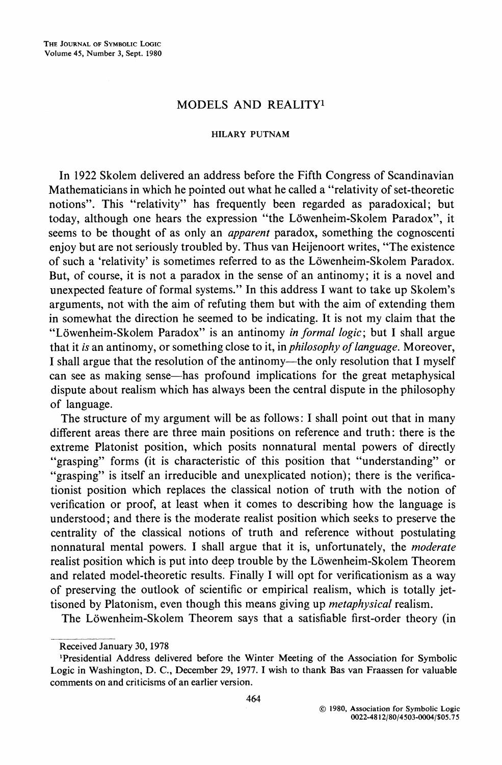# MODELS AND REALITY[1]

HILARY PUTNAM

In 1922 Skolem delivered an address before the Fifth Congress of Scandinavian Mathematicians in which he pointed out what he called a "relativity of set-theoretic notions". This "relativity" has frequently been regarded as paradoxical; but today, although one hears the expression "the Löwenheim-Skolem Paradox", it seems to be thought of as only an *apparent* paradox, something the cognoscenti enjoy but are not seriously troubled by. Thus van Heijenoort writes, "The existence of such a 'relativity' is sometimes referred to as the Löwenheim-Skolem Paradox. But, of course, it is not a paradox in the sense of an antinomy; it is a novel and unexpected feature of formal systems." In this address I want to take up Skolem's arguments, not with the aim of refuting them but with the aim of extending them in somewhat the direction he seemed to be indicating. It is not my claim that the "Löwenheim-Skolem Paradox" is an antinomy *in formal logic*; but I shall argue that it *is* an antinomy, or something close to it, in *philosophy of language*. Moreover, I shall argue that the resolution of the antinomy—the only resolution that I myself can see as making sense—has profound implications for the great metaphysical dispute about realism which has always been the central dispute in the philosophy of language.

The structure of my argument will be as follows: I shall point out that in many different areas there are three main positions on reference and truth: there is the extreme Platonist position, which posits nonnatural mental powers of directly "grasping" forms (it is characteristic of this position that "understanding" or "grasping" is itself an irreducible and unexplicated notion); there is the verificationist position which replaces the classical notion of truth with the notion of verification or proof, at least when it comes to describing how the language is understood; and there is the moderate realist position which seeks to preserve the centrality of the classical notions of truth and reference without postulating nonnatural mental powers. I shall argue that it is, unfortunately, the *moderate* realist position which is put into deep trouble by the Löwenheim-Skolem Theorem and related model-theoretic results. Finally I will opt for verificationism as a way of preserving the outlook of scientific or empirical realism, which is totally jettisoned by Platonism, even though this means giving up *metaphysical* realism.

The Löwenheim-Skolem Theorem says that a satisfiable first-order theory (in

Received January 30, 1978

[1] Presidential Address delivered before the Winter Meeting of the Association for Symbolic Logic in Washington, D. C., December 29, 1977. I wish to thank Bas van Fraassen for valuable comments on and criticisms of an earlier version.

© 1980, Association for Symbolic Logic
0022-4812/80/4503-0004/$05.75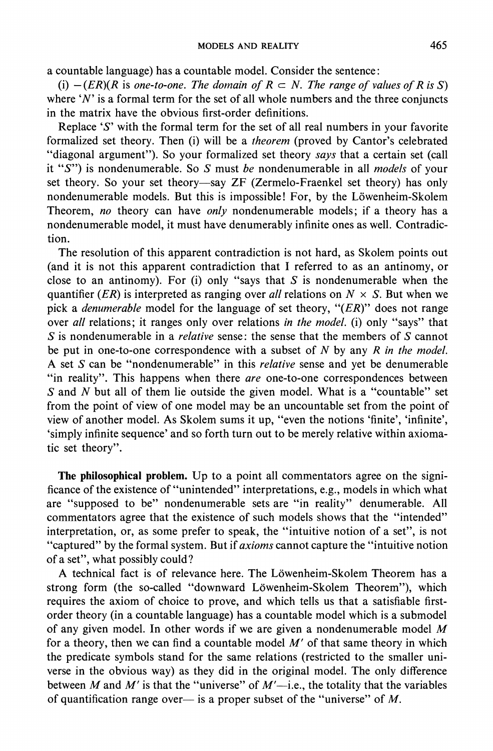a countable language) has a countable model. Consider the sentence:

(i) $-(ER)$($R$ is *one-to-one. The domain of* $R \subset N$. *The range of values of* $R$ *is* $S$) where '$N$' is a formal term for the set of all whole numbers and the three conjuncts in the matrix have the obvious first-order definitions.

Replace '$S$' with the formal term for the set of all real numbers in your favorite formalized set theory. Then (i) will be a *theorem* (proved by Cantor's celebrated "diagonal argument"). So your formalized set theory *says* that a certain set (call it "$S$") is nondenumerable. So $S$ must *be* nondenumerable in all *models* of your set theory. So your set theory—say ZF (Zermelo-Fraenkel set theory) has only nondenumerable models. But this is impossible! For, by the Löwenheim-Skolem Theorem, *no* theory can have *only* nondenumerable models; if a theory has a nondenumerable model, it must have denumerably infinite ones as well. Contradiction.

The resolution of this apparent contradiction is not hard, as Skolem points out (and it is not this apparent contradiction that I referred to as an antinomy, or close to an antinomy). For (i) only "says that $S$ is nondenumerable when the quantifier $(ER)$ is interpreted as ranging over *all* relations on $N \times S$. But when we pick a *denumerable* model for the language of set theory, "$(ER)$" does not range over *all* relations; it ranges only over relations *in the model*. (i) only "says" that $S$ is nondenumerable in a *relative* sense: the sense that the members of $S$ cannot be put in one-to-one correspondence with a subset of $N$ by any $R$ *in the model*. A set $S$ can be "nondenumerable" in this *relative* sense and yet be denumerable "in reality". This happens when there *are* one-to-one correspondences between $S$ and $N$ but all of them lie outside the given model. What is a "countable" set from the point of view of one model may be an uncountable set from the point of view of another model. As Skolem sums it up, "even the notions 'finite', 'infinite', 'simply infinite sequence' and so forth turn out to be merely relative within axiomatic set theory".

**The philosophical problem.** Up to a point all commentators agree on the significance of the existence of "unintended" interpretations, e.g., models in which what are "supposed to be" nondenumerable sets are "in reality" denumerable. All commentators agree that the existence of such models shows that the "intended" interpretation, or, as some prefer to speak, the "intuitive notion of a set", is not "captured" by the formal system. But if *axioms* cannot capture the "intuitive notion of a set", what possibly could?

A technical fact is of relevance here. The Löwenheim-Skolem Theorem has a strong form (the so-called "downward Löwenheim-Skolem Theorem"), which requires the axiom of choice to prove, and which tells us that a satisfiable first-order theory (in a countable language) has a countable model which is a submodel of any given model. In other words if we are given a nondenumerable model $M$ for a theory, then we can find a countable model $M'$ of that same theory in which the predicate symbols stand for the same relations (restricted to the smaller universe in the obvious way) as they did in the original model. The only difference between $M$ and $M'$ is that the "universe" of $M'$—i.e., the totality that the variables of quantification range over— is a proper subset of the "universe" of $M$.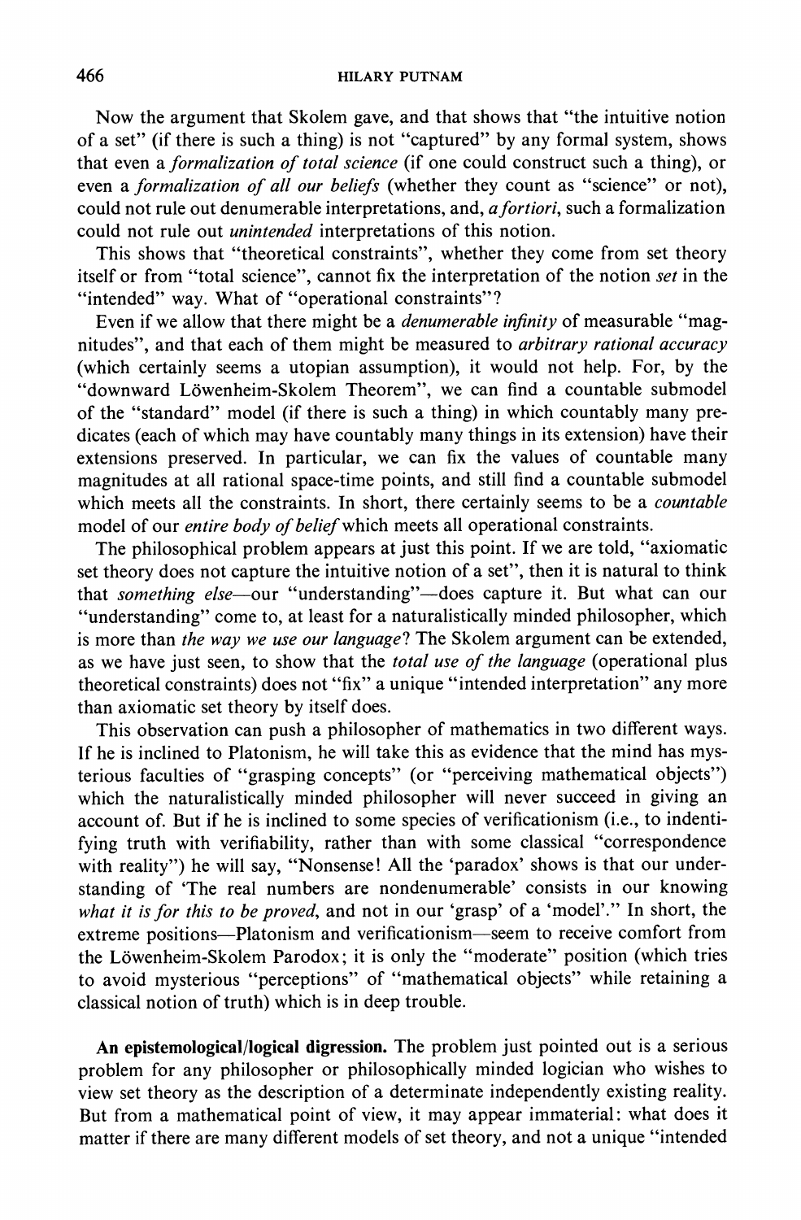Now the argument that Skolem gave, and that shows that "the intuitive notion of a set" (if there is such a thing) is not "captured" by any formal system, shows that even a *formalization of total science* (if one could construct such a thing), or even a *formalization of all our beliefs* (whether they count as "science" or not), could not rule out denumerable interpretations, and, *a fortiori*, such a formalization could not rule out *unintended* interpretations of this notion.

This shows that "theoretical constraints", whether they come from set theory itself or from "total science", cannot fix the interpretation of the notion *set* in the "intended" way. What of "operational constraints"?

Even if we allow that there might be a *denumerable infinity* of measurable "magnitudes", and that each of them might be measured to *arbitrary rational accuracy* (which certainly seems a utopian assumption), it would not help. For, by the "downward Löwenheim-Skolem Theorem", we can find a countable submodel of the "standard" model (if there is such a thing) in which countably many predicates (each of which may have countably many things in its extension) have their extensions preserved. In particular, we can fix the values of countable many magnitudes at all rational space-time points, and still find a countable submodel which meets all the constraints. In short, there certainly seems to be a *countable* model of our *entire body of belief* which meets all operational constraints.

The philosophical problem appears at just this point. If we are told, "axiomatic set theory does not capture the intuitive notion of a set", then it is natural to think that *something else*—our "understanding"—does capture it. But what can our "understanding" come to, at least for a naturalistically minded philosopher, which is more than *the way we use our language*? The Skolem argument can be extended, as we have just seen, to show that the *total use of the language* (operational plus theoretical constraints) does not "fix" a unique "intended interpretation" any more than axiomatic set theory by itself does.

This observation can push a philosopher of mathematics in two different ways. If he is inclined to Platonism, he will take this as evidence that the mind has mysterious faculties of "grasping concepts" (or "perceiving mathematical objects") which the naturalistically minded philosopher will never succeed in giving an account of. But if he is inclined to some species of verificationism (i.e., to indentifying truth with verifiability, rather than with some classical "correspondence with reality") he will say, "Nonsense! All the 'paradox' shows is that our understanding of 'The real numbers are nondenumerable' consists in our knowing *what it is for this to be proved*, and not in our 'grasp' of a 'model'." In short, the extreme positions—Platonism and verificationism—seem to receive comfort from the Löwenheim-Skolem Paradox; it is only the "moderate" position (which tries to avoid mysterious "perceptions" of "mathematical objects" while retaining a classical notion of truth) which is in deep trouble.

**An epistemological/logical digression.** The problem just pointed out is a serious problem for any philosopher or philosophically minded logician who wishes to view set theory as the description of a determinate independently existing reality. But from a mathematical point of view, it may appear immaterial: what does it matter if there are many different models of set theory, and not a unique "intended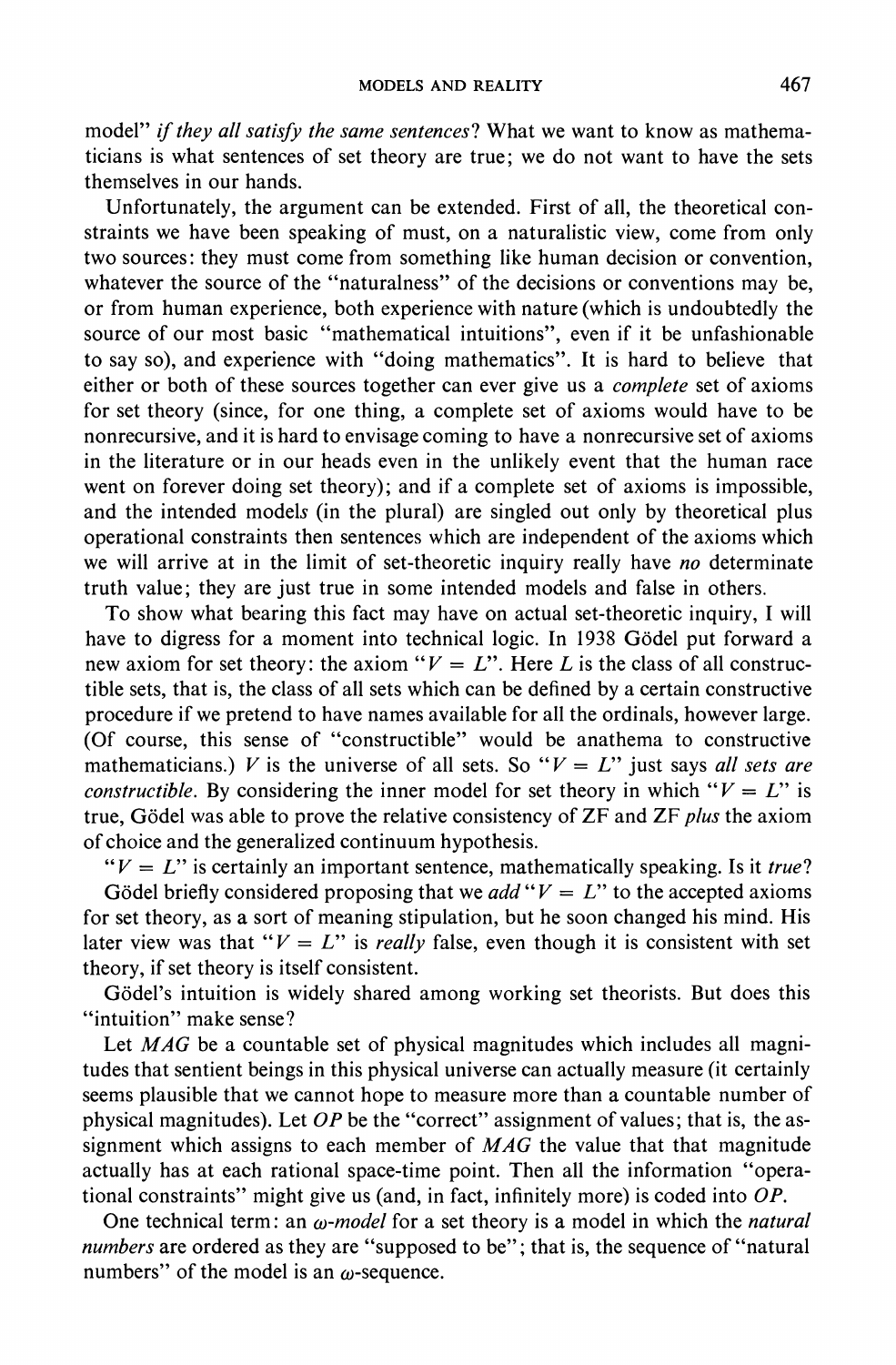model" *if they all satisfy the same sentences*? What we want to know as mathematicians is what sentences of set theory are true; we do not want to have the sets themselves in our hands.

Unfortunately, the argument can be extended. First of all, the theoretical constraints we have been speaking of must, on a naturalistic view, come from only two sources: they must come from something like human decision or convention, whatever the source of the "naturalness" of the decisions or conventions may be, or from human experience, both experience with nature (which is undoubtedly the source of our most basic "mathematical intuitions", even if it be unfashionable to say so), and experience with "doing mathematics". It is hard to believe that either or both of these sources together can ever give us a *complete* set of axioms for set theory (since, for one thing, a complete set of axioms would have to be nonrecursive, and it is hard to envisage coming to have a nonrecursive set of axioms in the literature or in our heads even in the unlikely event that the human race went on forever doing set theory); and if a complete set of axioms is impossible, and the intended model*s* (in the plural) are singled out only by theoretical plus operational constraints then sentences which are independent of the axioms which we will arrive at in the limit of set-theoretic inquiry really have *no* determinate truth value; they are just true in some intended models and false in others.

To show what bearing this fact may have on actual set-theoretic inquiry, I will have to digress for a moment into technical logic. In 1938 Gödel put forward a new axiom for set theory: the axiom "$V = L$". Here $L$ is the class of all constructible sets, that is, the class of all sets which can be defined by a certain constructive procedure if we pretend to have names available for all the ordinals, however large. (Of course, this sense of "constructible" would be anathema to constructive mathematicians.) $V$ is the universe of all sets. So "$V = L$" just says *all sets are constructible*. By considering the inner model for set theory in which "$V = L$" is true, Gödel was able to prove the relative consistency of ZF and ZF *plus* the axiom of choice and the generalized continuum hypothesis.

"$V = L$" is certainly an important sentence, mathematically speaking. Is it *true*?

Gödel briefly considered proposing that we *add* "$V = L$" to the accepted axioms for set theory, as a sort of meaning stipulation, but he soon changed his mind. His later view was that "$V = L$" is *really* false, even though it is consistent with set theory, if set theory is itself consistent.

Gödel's intuition is widely shared among working set theorists. But does this "intuition" make sense?

Let $MAG$ be a countable set of physical magnitudes which includes all magnitudes that sentient beings in this physical universe can actually measure (it certainly seems plausible that we cannot hope to measure more than a countable number of physical magnitudes). Let $OP$ be the "correct" assignment of values; that is, the assignment which assigns to each member of $MAG$ the value that that magnitude actually has at each rational space-time point. Then all the information "operational constraints" might give us (and, in fact, infinitely more) is coded into $OP$.

One technical term: an $\omega$-*model* for a set theory is a model in which the *natural numbers* are ordered as they are "supposed to be"; that is, the sequence of "natural numbers" of the model is an $\omega$-sequence.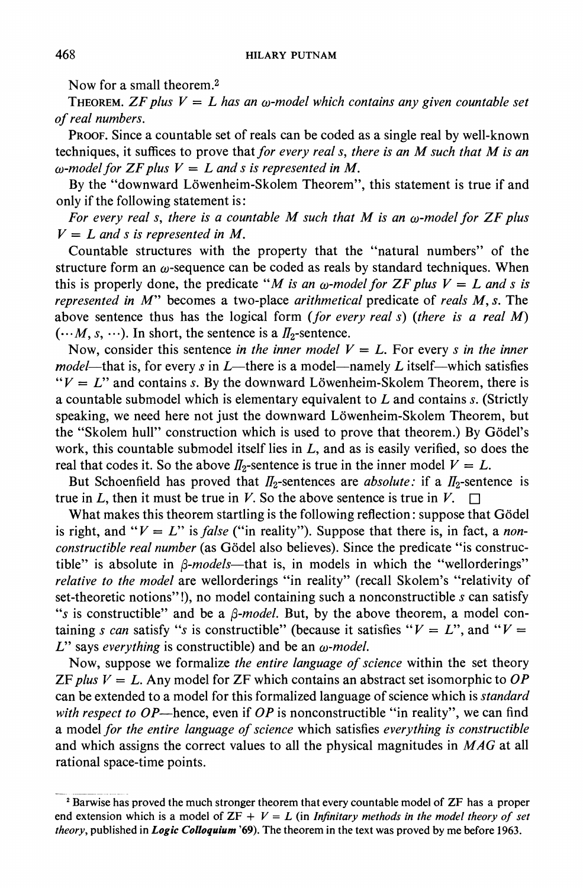Now for a small theorem.[2]

THEOREM. *ZF plus $V = L$ has an $\omega$-model which contains any given countable set of real numbers.*

PROOF. Since a countable set of reals can be coded as a single real by well-known techniques, it suffices to prove that *for every real s, there is an M such that M is an $\omega$-model for ZF plus $V = L$ and s is represented in M.*

By the "downward Löwenheim-Skolem Theorem", this statement is true if and only if the following statement is:

*For every real s, there is a countable M such that M is an $\omega$-model for ZF plus $V = L$ and s is represented in M.*

Countable structures with the property that the "natural numbers" of the structure form an $\omega$-sequence can be coded as reals by standard techniques. When this is properly done, the predicate "*M is an $\omega$-model for ZF plus $V = L$ and s is represented in M*" becomes a two-place *arithmetical* predicate of *reals M, s*. The above sentence thus has the logical form *(for every real s) (there is a real M)* $(\cdots M, s, \cdots)$. In short, the sentence is a $\Pi_2$-sentence.

Now, consider this sentence *in the inner model $V = L$*. For every *s in the inner model*—that is, for every *s* in *L*—there is a model—namely *L* itself—which satisfies "$V = L$" and contains *s*. By the downward Löwenheim-Skolem Theorem, there is a countable submodel which is elementary equivalent to *L* and contains *s*. (Strictly speaking, we need here not just the downward Löwenheim-Skolem Theorem, but the "Skolem hull" construction which is used to prove that theorem.) By Gödel's work, this countable submodel itself lies in *L*, and as is easily verified, so does the real that codes it. So the above $\Pi_2$-sentence is true in the inner model $V = L$.

But Schoenfield has proved that $\Pi_2$-sentences are *absolute:* if a $\Pi_2$-sentence is true in *L*, then it must be true in *V*. So the above sentence is true in *V*. □

What makes this theorem startling is the following reflection: suppose that Gödel is right, and "$V = L$" is *false* ("in reality"). Suppose that there is, in fact, a *nonconstructible real number* (as Gödel also believes). Since the predicate "is constructible" is absolute in *$\beta$-models*—that is, in models in which the "wellorderings" *relative to the model* are wellorderings "in reality" (recall Skolem's "relativity of set-theoretic notions"!), no model containing such a nonconstructible *s* can satisfy "*s* is constructible" and be a *$\beta$-model*. But, by the above theorem, a model containing *s can* satisfy "*s* is constructible" (because it satisfies "$V = L$", and "$V = L$" says *everything* is constructible) and be an *$\omega$-model*.

Now, suppose we formalize *the entire language of science* within the set theory ZF *plus* $V = L$. Any model for ZF which contains an abstract set isomorphic to *OP* can be extended to a model for this formalized language of science which is *standard with respect to OP*—hence, even if *OP* is nonconstructible "in reality", we can find a model *for the entire language of science* which satisfies *everything is constructible* and which assigns the correct values to all the physical magnitudes in *MAG* at all rational space-time points.

[2] Barwise has proved the much stronger theorem that every countable model of ZF has a proper end extension which is a model of ZF + $V = L$ (in *Infinitary methods in the model theory of set theory*, published in ***Logic Colloquium* '69**). The theorem in the text was proved by me before 1963.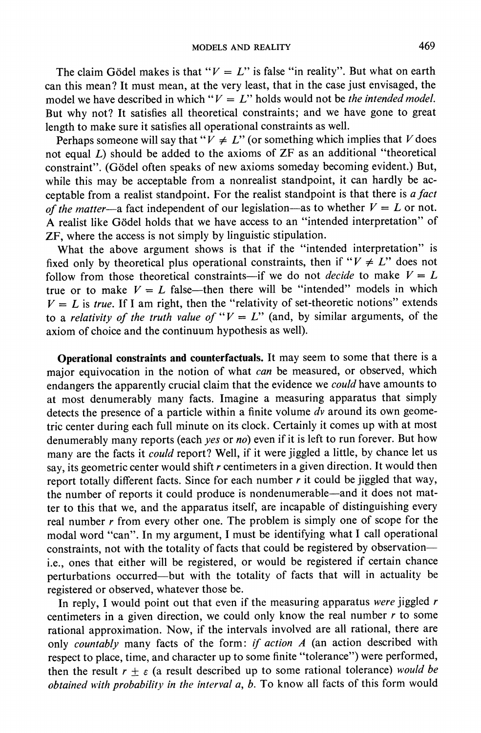The claim Gödel makes is that "$V = L$" is false "in reality". But what on earth can this mean? It must mean, at the very least, that in the case just envisaged, the model we have described in which "$V = L$" holds would not be *the intended model.* But why not? It satisfies all theoretical constraints; and we have gone to great length to make sure it satisfies all operational constraints as well.

Perhaps someone will say that "$V \neq L$" (or something which implies that $V$ does not equal $L$) should be added to the axioms of ZF as an additional "theoretical constraint". (Gödel often speaks of new axioms someday becoming evident.) But, while this may be acceptable from a nonrealist standpoint, it can hardly be acceptable from a realist standpoint. For the realist standpoint is that there is *a fact of the matter*—a fact independent of our legislation—as to whether $V = L$ or not. A realist like Gödel holds that we have access to an "intended interpretation" of ZF, where the access is not simply by linguistic stipulation.

What the above argument shows is that if the "intended interpretation" is fixed only by theoretical plus operational constraints, then if "$V \neq L$" does not follow from those theoretical constraints—if we do not *decide* to make $V = L$ true or to make $V = L$ false—then there will be "intended" models in which $V = L$ is *true*. If I am right, then the "relativity of set-theoretic notions" extends to a *relativity of the truth value of* "$V = L$" (and, by similar arguments, of the axiom of choice and the continuum hypothesis as well).

**Operational constraints and counterfactuals.** It may seem to some that there is a major equivocation in the notion of what *can* be measured, or observed, which endangers the apparently crucial claim that the evidence we *could* have amounts to at most denumerably many facts. Imagine a measuring apparatus that simply detects the presence of a particle within a finite volume $dv$ around its own geometric center during each full minute on its clock. Certainly it comes up with at most denumerably many reports (each *yes* or *no*) even if it is left to run forever. But how many are the facts it *could* report? Well, if it were jiggled a little, by chance let us say, its geometric center would shift $r$ centimeters in a given direction. It would then report totally different facts. Since for each number $r$ it could be jiggled that way, the number of reports it could produce is nondenumerable—and it does not matter to this that we, and the apparatus itself, are incapable of distinguishing every real number $r$ from every other one. The problem is simply one of scope for the modal word "can". In my argument, I must be identifying what I call operational constraints, not with the totality of facts that could be registered by observation—i.e., ones that either will be registered, or would be registered if certain chance perturbations occurred—but with the totality of facts that will in actuality be registered or observed, whatever those be.

In reply, I would point out that even if the measuring apparatus *were* jiggled $r$ centimeters in a given direction, we could only know the real number $r$ to some rational approximation. Now, if the intervals involved are all rational, there are only *countably* many facts of the form: *if action A* (an action described with respect to place, time, and character up to some finite "tolerance") were performed, then the result $r \pm \varepsilon$ (a result described up to some rational tolerance) *would be obtained with probability in the interval a, b.* To know all facts of this form would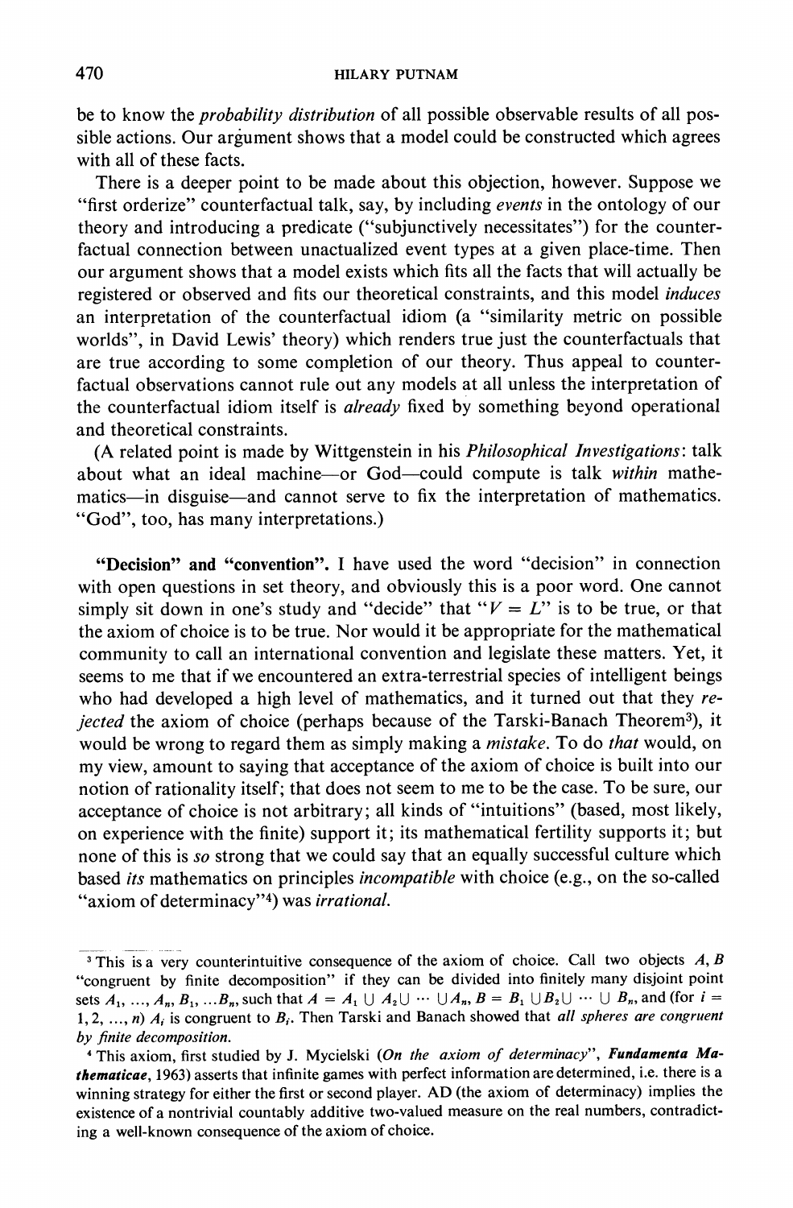be to know the *probability distribution* of all possible observable results of all possible actions. Our argument shows that a model could be constructed which agrees with all of these facts.

There is a deeper point to be made about this objection, however. Suppose we "first orderize" counterfactual talk, say, by including *events* in the ontology of our theory and introducing a predicate ("subjunctively necessitates") for the counterfactual connection between unactualized event types at a given place-time. Then our argument shows that a model exists which fits all the facts that will actually be registered or observed and fits our theoretical constraints, and this model *induces* an interpretation of the counterfactual idiom (a "similarity metric on possible worlds", in David Lewis' theory) which renders true just the counterfactuals that are true according to some completion of our theory. Thus appeal to counterfactual observations cannot rule out any models at all unless the interpretation of the counterfactual idiom itself is *already* fixed by something beyond operational and theoretical constraints.

(A related point is made by Wittgenstein in his *Philosophical Investigations*: talk about what an ideal machine—or God—could compute is talk *within* mathematics—in disguise—and cannot serve to fix the interpretation of mathematics. "God", too, has many interpretations.)

**"Decision" and "convention".** I have used the word "decision" in connection with open questions in set theory, and obviously this is a poor word. One cannot simply sit down in one's study and "decide" that "$V = L$" is to be true, or that the axiom of choice is to be true. Nor would it be appropriate for the mathematical community to call an international convention and legislate these matters. Yet, it seems to me that if we encountered an extra-terrestrial species of intelligent beings who had developed a high level of mathematics, and it turned out that they *rejected* the axiom of choice (perhaps because of the Tarski-Banach Theorem[3]), it would be wrong to regard them as simply making a *mistake*. To do *that* would, on my view, amount to saying that acceptance of the axiom of choice is built into our notion of rationality itself; that does not seem to me to be the case. To be sure, our acceptance of choice is not arbitrary; all kinds of "intuitions" (based, most likely, on experience with the finite) support it; its mathematical fertility supports it; but none of this is *so* strong that we could say that an equally successful culture which based *its* mathematics on principles *incompatible* with choice (e.g., on the so-called "axiom of determinacy"[4]) was *irrational*.

---

[3] This is a very counterintuitive consequence of the axiom of choice. Call two objects $A, B$ "congruent by finite decomposition" if they can be divided into finitely many disjoint point sets $A_1, \ldots, A_n, B_1, \ldots B_n$, such that $A = A_1 \cup A_2 \cup \cdots \cup A_n$, $B = B_1 \cup B_2 \cup \cdots \cup B_n$, and (for $i = 1, 2, \ldots, n$) $A_i$ is congruent to $B_i$. Then Tarski and Banach showed that *all spheres are congruent by finite decomposition.*

[4] This axiom, first studied by J. Mycielski (*On the axiom of determinacy*", **Fundamenta Mathematicae**, 1963) asserts that infinite games with perfect information are determined, i.e. there is a winning strategy for either the first or second player. AD (the axiom of determinacy) implies the existence of a nontrivial countably additive two-valued measure on the real numbers, contradicting a well-known consequence of the axiom of choice.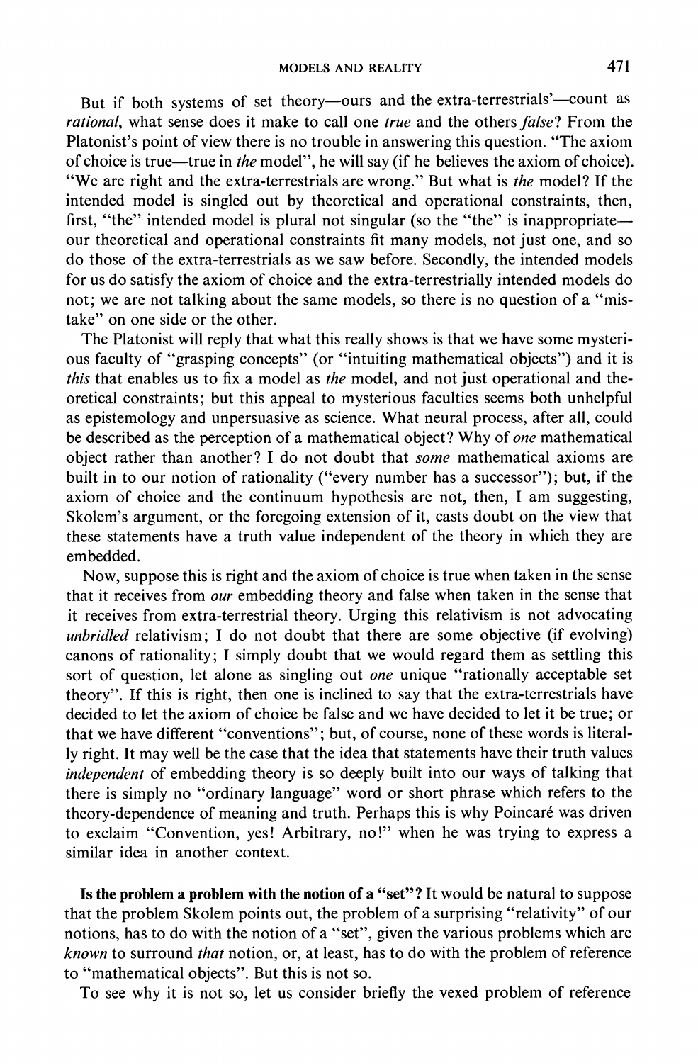But if both systems of set theory—ours and the extra-terrestrials'—count as *rational*, what sense does it make to call one *true* and the others *false*? From the Platonist's point of view there is no trouble in answering this question. "The axiom of choice is true—true in *the* model", he will say (if he believes the axiom of choice). "We are right and the extra-terrestrials are wrong." But what is *the* model? If the intended model is singled out by theoretical and operational constraints, then, first, "the" intended model is plural not singular (so the "the" is inappropriate—our theoretical and operational constraints fit many models, not just one, and so do those of the extra-terrestrials as we saw before. Secondly, the intended models for us do satisfy the axiom of choice and the extra-terrestrially intended models do not; we are not talking about the same models, so there is no question of a "mistake" on one side or the other.

The Platonist will reply that what this really shows is that we have some mysterious faculty of "grasping concepts" (or "intuiting mathematical objects") and it is *this* that enables us to fix a model as *the* model, and not just operational and theoretical constraints; but this appeal to mysterious faculties seems both unhelpful as epistemology and unpersuasive as science. What neural process, after all, could be described as the perception of a mathematical object? Why of *one* mathematical object rather than another? I do not doubt that *some* mathematical axioms are built in to our notion of rationality ("every number has a successor"); but, if the axiom of choice and the continuum hypothesis are not, then, I am suggesting, Skolem's argument, or the foregoing extension of it, casts doubt on the view that these statements have a truth value independent of the theory in which they are embedded.

Now, suppose this is right and the axiom of choice is true when taken in the sense that it receives from *our* embedding theory and false when taken in the sense that it receives from extra-terrestrial theory. Urging this relativism is not advocating *unbridled* relativism; I do not doubt that there are some objective (if evolving) canons of rationality; I simply doubt that we would regard them as settling this sort of question, let alone as singling out *one* unique "rationally acceptable set theory". If this is right, then one is inclined to say that the extra-terrestrials have decided to let the axiom of choice be false and we have decided to let it be true; or that we have different "conventions"; but, of course, none of these words is literally right. It may well be the case that the idea that statements have their truth values *independent* of embedding theory is so deeply built into our ways of talking that there is simply no "ordinary language" word or short phrase which refers to the theory-dependence of meaning and truth. Perhaps this is why Poincaré was driven to exclaim "Convention, yes! Arbitrary, no!" when he was trying to express a similar idea in another context.

**Is the problem a problem with the notion of a "set"?** It would be natural to suppose that the problem Skolem points out, the problem of a surprising "relativity" of our notions, has to do with the notion of a "set", given the various problems which are *known* to surround *that* notion, or, at least, has to do with the problem of reference to "mathematical objects". But this is not so.

To see why it is not so, let us consider briefly the vexed problem of reference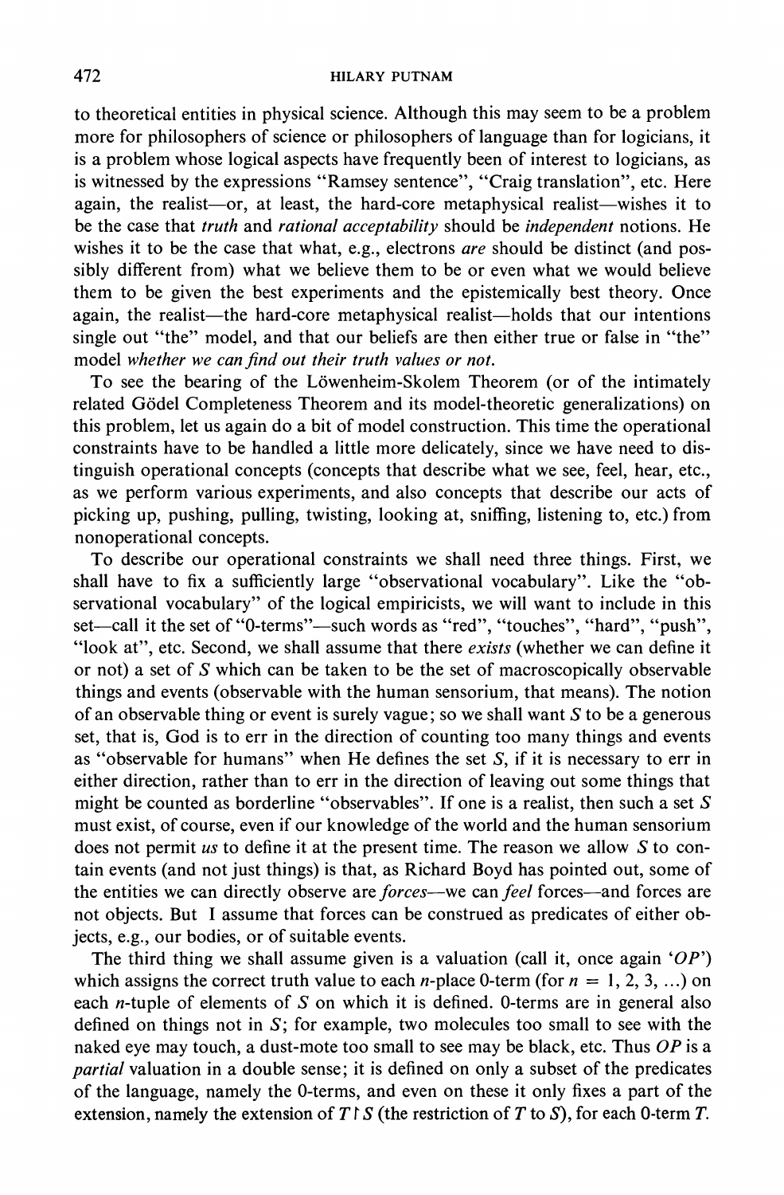to theoretical entities in physical science. Although this may seem to be a problem more for philosophers of science or philosophers of language than for logicians, it is a problem whose logical aspects have frequently been of interest to logicians, as is witnessed by the expressions "Ramsey sentence", "Craig translation", etc. Here again, the realist—or, at least, the hard-core metaphysical realist—wishes it to be the case that *truth* and *rational acceptability* should be *independent* notions. He wishes it to be the case that what, e.g., electrons *are* should be distinct (and possibly different from) what we believe them to be or even what we would believe them to be given the best experiments and the epistemically best theory. Once again, the realist—the hard-core metaphysical realist—holds that our intentions single out "the" model, and that our beliefs are then either true or false in "the" model *whether we can find out their truth values or not.*

To see the bearing of the Löwenheim-Skolem Theorem (or of the intimately related Gödel Completeness Theorem and its model-theoretic generalizations) on this problem, let us again do a bit of model construction. This time the operational constraints have to be handled a little more delicately, since we have need to distinguish operational concepts (concepts that describe what we see, feel, hear, etc., as we perform various experiments, and also concepts that describe our acts of picking up, pushing, pulling, twisting, looking at, sniffing, listening to, etc.) from nonoperational concepts.

To describe our operational constraints we shall need three things. First, we shall have to fix a sufficiently large "observational vocabulary". Like the "observational vocabulary" of the logical empiricists, we will want to include in this set—call it the set of "0-terms"—such words as "red", "touches", "hard", "push", "look at", etc. Second, we shall assume that there *exists* (whether we can define it or not) a set of $S$ which can be taken to be the set of macroscopically observable things and events (observable with the human sensorium, that means). The notion of an observable thing or event is surely vague; so we shall want $S$ to be a generous set, that is, God is to err in the direction of counting too many things and events as "observable for humans" when He defines the set $S$, if it is necessary to err in either direction, rather than to err in the direction of leaving out some things that might be counted as borderline "observables". If one is a realist, then such a set $S$ must exist, of course, even if our knowledge of the world and the human sensorium does not permit *us* to define it at the present time. The reason we allow $S$ to contain events (and not just things) is that, as Richard Boyd has pointed out, some of the entities we can directly observe are *forces*—we can *feel* forces—and forces are not objects. But I assume that forces can be construed as predicates of either objects, e.g., our bodies, or of suitable events.

The third thing we shall assume given is a valuation (call it, once again '$OP$') which assigns the correct truth value to each $n$-place 0-term (for $n = 1, 2, 3, \ldots$) on each $n$-tuple of elements of $S$ on which it is defined. 0-terms are in general also defined on things not in $S$; for example, two molecules too small to see with the naked eye may touch, a dust-mote too small to see may be black, etc. Thus $OP$ is a *partial* valuation in a double sense; it is defined on only a subset of the predicates of the language, namely the 0-terms, and even on these it only fixes a part of the extension, namely the extension of $T \upharpoonright S$ (the restriction of $T$ to $S$), for each 0-term $T$.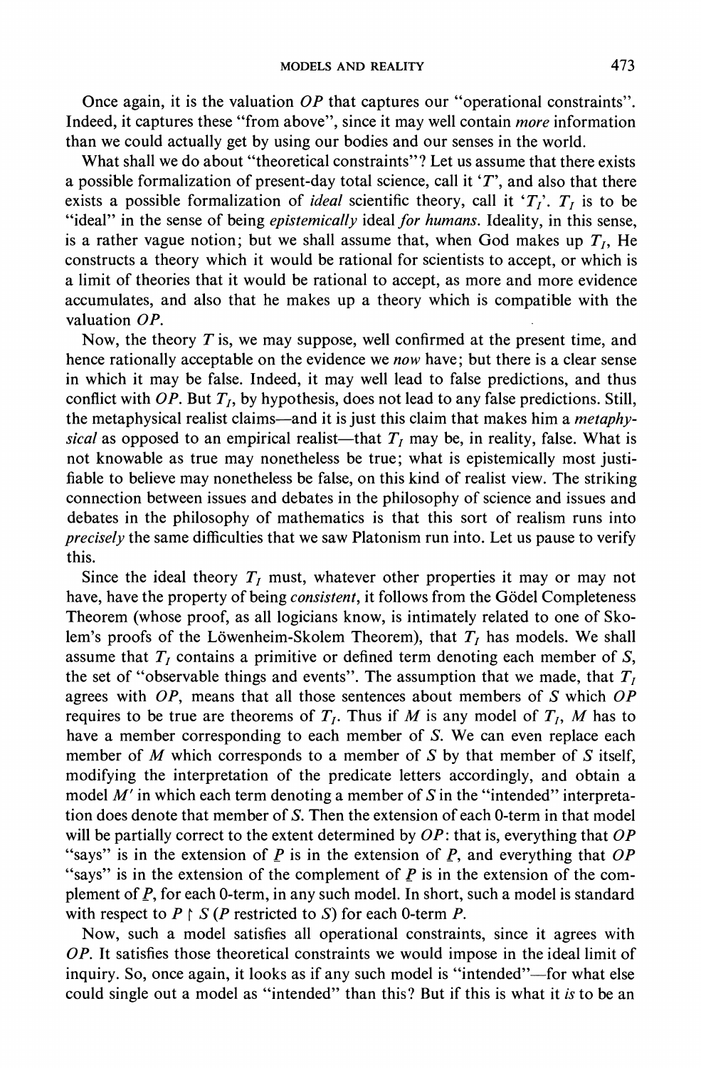Once again, it is the valuation $OP$ that captures our "operational constraints". Indeed, it captures these "from above", since it may well contain *more* information than we could actually get by using our bodies and our senses in the world.

What shall we do about "theoretical constraints"? Let us assume that there exists a possible formalization of present-day total science, call it '$T$', and also that there exists a possible formalization of *ideal* scientific theory, call it '$T_I$'. $T_I$ is to be "ideal" in the sense of being *epistemically* ideal *for humans*. Ideality, in this sense, is a rather vague notion; but we shall assume that, when God makes up $T_I$, He constructs a theory which it would be rational for scientists to accept, or which is a limit of theories that it would be rational to accept, as more and more evidence accumulates, and also that he makes up a theory which is compatible with the valuation $OP$.

Now, the theory $T$ is, we may suppose, well confirmed at the present time, and hence rationally acceptable on the evidence we *now* have; but there is a clear sense in which it may be false. Indeed, it may well lead to false predictions, and thus conflict with $OP$. But $T_I$, by hypothesis, does not lead to any false predictions. Still, the metaphysical realist claims—and it is just this claim that makes him a *metaphysical* as opposed to an empirical realist—that $T_I$ may be, in reality, false. What is not knowable as true may nonetheless be true; what is epistemically most justifiable to believe may nonetheless be false, on this kind of realist view. The striking connection between issues and debates in the philosophy of science and issues and debates in the philosophy of mathematics is that this sort of realism runs into *precisely* the same difficulties that we saw Platonism run into. Let us pause to verify this.

Since the ideal theory $T_I$ must, whatever other properties it may or may not have, have the property of being *consistent*, it follows from the Gödel Completeness Theorem (whose proof, as all logicians know, is intimately related to one of Skolem's proofs of the Löwenheim-Skolem Theorem), that $T_I$ has models. We shall assume that $T_I$ contains a primitive or defined term denoting each member of $S$, the set of "observable things and events". The assumption that we made, that $T_I$ agrees with $OP$, means that all those sentences about members of $S$ which $OP$ requires to be true are theorems of $T_I$. Thus if $M$ is any model of $T_I$, $M$ has to have a member corresponding to each member of $S$. We can even replace each member of $M$ which corresponds to a member of $S$ by that member of $S$ itself, modifying the interpretation of the predicate letters accordingly, and obtain a model $M'$ in which each term denoting a member of $S$ in the "intended" interpretation does denote that member of $S$. Then the extension of each 0-term in that model will be partially correct to the extent determined by $OP$: that is, everything that $OP$ "says" is in the extension of $\underline{P}$ is in the extension of $\underline{P}$, and everything that $OP$ "says" is in the extension of the complement of $\underline{P}$ is in the extension of the complement of $\underline{P}$, for each 0-term, in any such model. In short, such a model is standard with respect to $P \restriction S$ ($P$ restricted to $S$) for each 0-term $P$.

Now, such a model satisfies all operational constraints, since it agrees with $OP$. It satisfies those theoretical constraints we would impose in the ideal limit of inquiry. So, once again, it looks as if any such model is "intended"—for what else could single out a model as "intended" than this? But if this is what it *is* to be an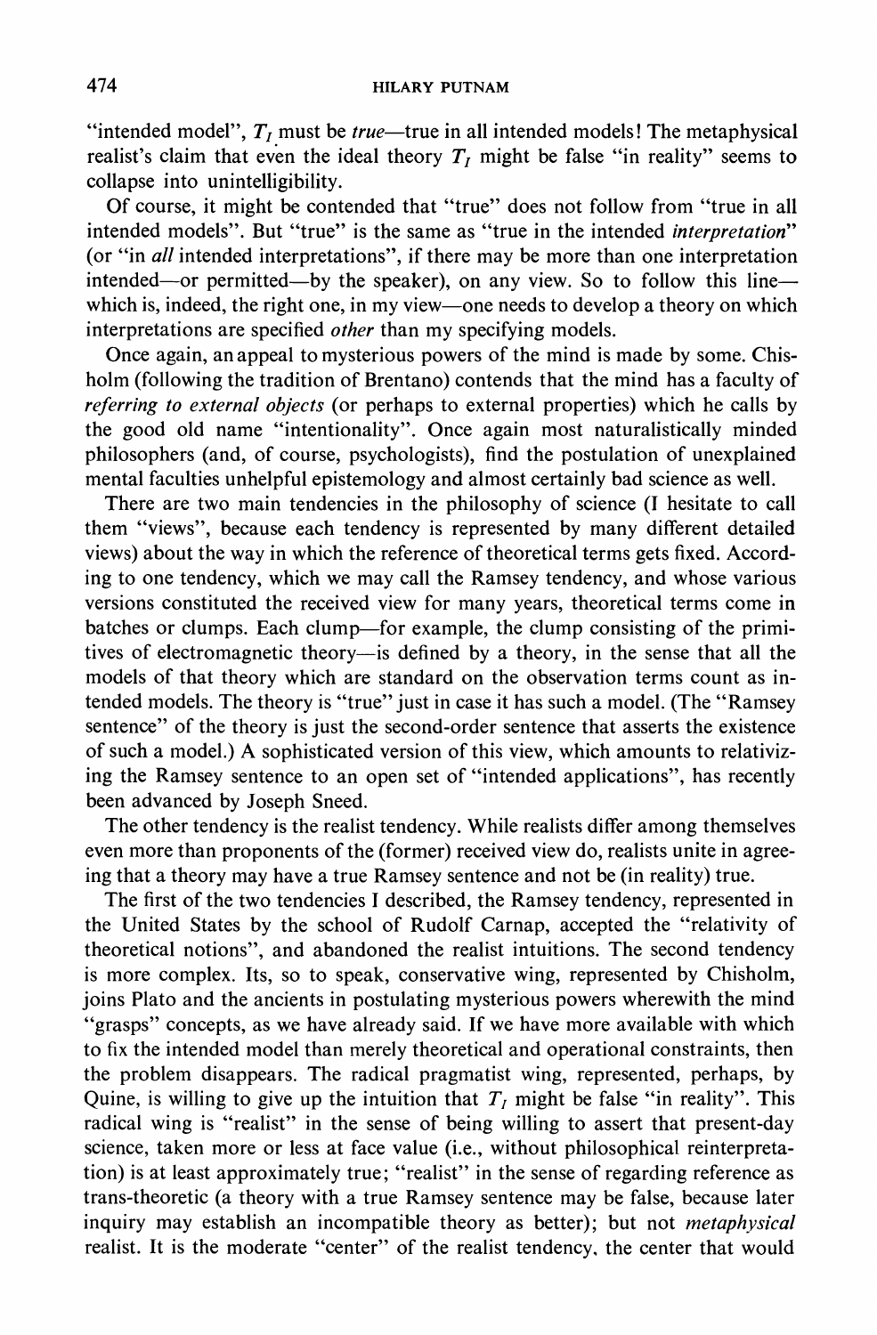"intended model", $T_I$ must be *true*—true in all intended models! The metaphysical realist's claim that even the ideal theory $T_I$ might be false "in reality" seems to collapse into unintelligibility.

Of course, it might be contended that "true" does not follow from "true in all intended models". But "true" is the same as "true in the intended *interpretation*" (or "in *all* intended interpretations", if there may be more than one interpretation intended—or permitted—by the speaker), on any view. So to follow this line—which is, indeed, the right one, in my view—one needs to develop a theory on which interpretations are specified *other* than my specifying models.

Once again, an appeal to mysterious powers of the mind is made by some. Chisholm (following the tradition of Brentano) contends that the mind has a faculty of *referring to external objects* (or perhaps to external properties) which he calls by the good old name "intentionality". Once again most naturalistically minded philosophers (and, of course, psychologists), find the postulation of unexplained mental faculties unhelpful epistemology and almost certainly bad science as well.

There are two main tendencies in the philosophy of science (I hesitate to call them "views", because each tendency is represented by many different detailed views) about the way in which the reference of theoretical terms gets fixed. According to one tendency, which we may call the Ramsey tendency, and whose various versions constituted the received view for many years, theoretical terms come in batches or clumps. Each clump—for example, the clump consisting of the primitives of electromagnetic theory—is defined by a theory, in the sense that all the models of that theory which are standard on the observation terms count as intended models. The theory is "true" just in case it has such a model. (The "Ramsey sentence" of the theory is just the second-order sentence that asserts the existence of such a model.) A sophisticated version of this view, which amounts to relativizing the Ramsey sentence to an open set of "intended applications", has recently been advanced by Joseph Sneed.

The other tendency is the realist tendency. While realists differ among themselves even more than proponents of the (former) received view do, realists unite in agreeing that a theory may have a true Ramsey sentence and not be (in reality) true.

The first of the two tendencies I described, the Ramsey tendency, represented in the United States by the school of Rudolf Carnap, accepted the "relativity of theoretical notions", and abandoned the realist intuitions. The second tendency is more complex. Its, so to speak, conservative wing, represented by Chisholm, joins Plato and the ancients in postulating mysterious powers wherewith the mind "grasps" concepts, as we have already said. If we have more available with which to fix the intended model than merely theoretical and operational constraints, then the problem disappears. The radical pragmatist wing, represented, perhaps, by Quine, is willing to give up the intuition that $T_I$ might be false "in reality". This radical wing is "realist" in the sense of being willing to assert that present-day science, taken more or less at face value (i.e., without philosophical reinterpretation) is at least approximately true; "realist" in the sense of regarding reference as trans-theoretic (a theory with a true Ramsey sentence may be false, because later inquiry may establish an incompatible theory as better); but not *metaphysical* realist. It is the moderate "center" of the realist tendency, the center that would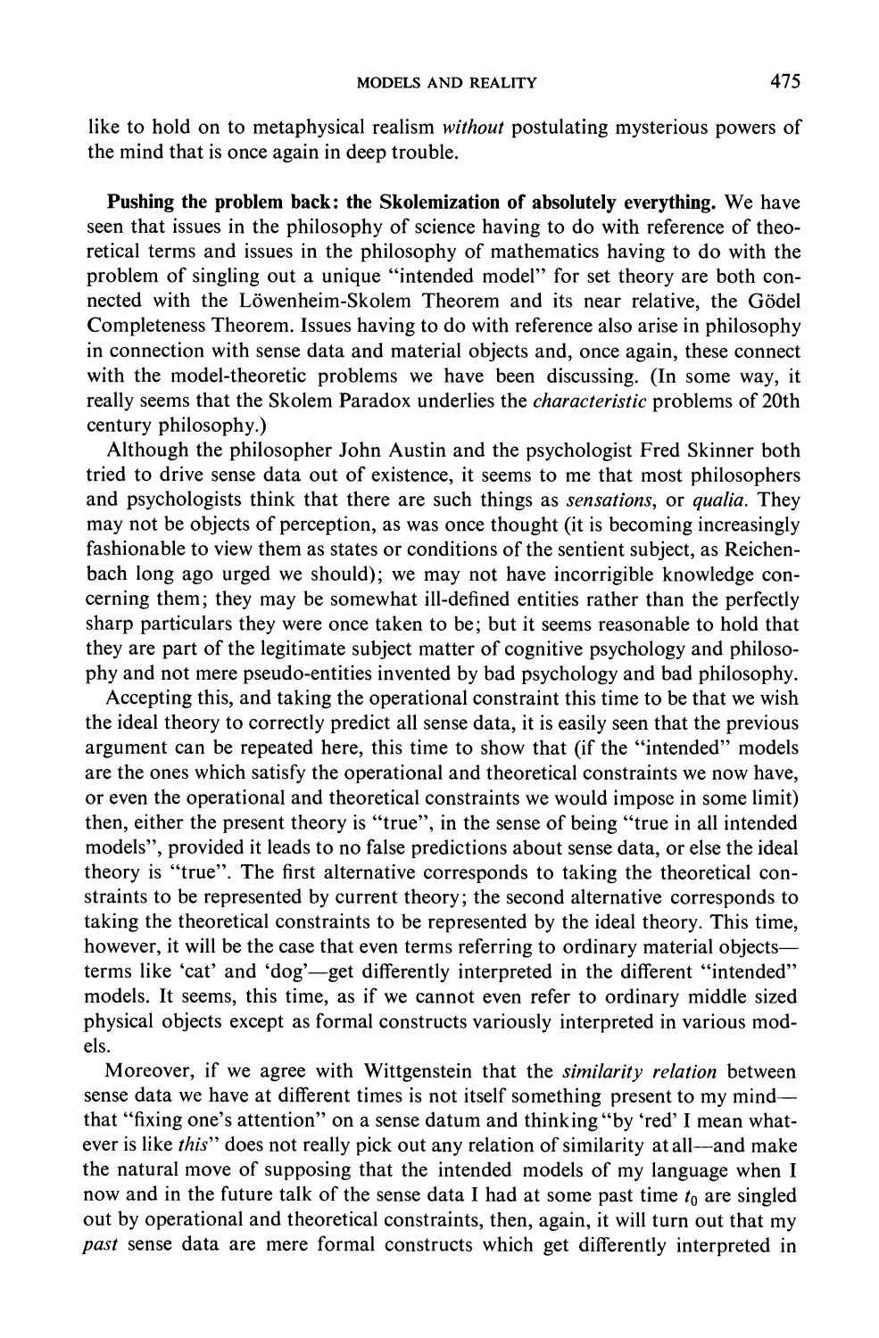like to hold on to metaphysical realism *without* postulating mysterious powers of the mind that is once again in deep trouble.

**Pushing the problem back: the Skolemization of absolutely everything.** We have seen that issues in the philosophy of science having to do with reference of theoretical terms and issues in the philosophy of mathematics having to do with the problem of singling out a unique "intended model" for set theory are both connected with the Löwenheim-Skolem Theorem and its near relative, the Gödel Completeness Theorem. Issues having to do with reference also arise in philosophy in connection with sense data and material objects and, once again, these connect with the model-theoretic problems we have been discussing. (In some way, it really seems that the Skolem Paradox underlies the *characteristic* problems of 20th century philosophy.)

Although the philosopher John Austin and the psychologist Fred Skinner both tried to drive sense data out of existence, it seems to me that most philosophers and psychologists think that there are such things as *sensations*, or *qualia*. They may not be objects of perception, as was once thought (it is becoming increasingly fashionable to view them as states or conditions of the sentient subject, as Reichenbach long ago urged we should); we may not have incorrigible knowledge concerning them; they may be somewhat ill-defined entities rather than the perfectly sharp particulars they were once taken to be; but it seems reasonable to hold that they are part of the legitimate subject matter of cognitive psychology and philosophy and not mere pseudo-entities invented by bad psychology and bad philosophy.

Accepting this, and taking the operational constraint this time to be that we wish the ideal theory to correctly predict all sense data, it is easily seen that the previous argument can be repeated here, this time to show that (if the "intended" models are the ones which satisfy the operational and theoretical constraints we now have, or even the operational and theoretical constraints we would impose in some limit) then, either the present theory is "true", in the sense of being "true in all intended models", provided it leads to no false predictions about sense data, or else the ideal theory is "true". The first alternative corresponds to taking the theoretical constraints to be represented by current theory; the second alternative corresponds to taking the theoretical constraints to be represented by the ideal theory. This time, however, it will be the case that even terms referring to ordinary material objects—terms like 'cat' and 'dog'—get differently interpreted in the different "intended" models. It seems, this time, as if we cannot even refer to ordinary middle sized physical objects except as formal constructs variously interpreted in various models.

Moreover, if we agree with Wittgenstein that the *similarity relation* between sense data we have at different times is not itself something present to my mind—that "fixing one's attention" on a sense datum and thinking "by 'red' I mean whatever is like *this*" does not really pick out any relation of similarity at all—and make the natural move of supposing that the intended models of my language when I now and in the future talk of the sense data I had at some past time $t_0$ are singled out by operational and theoretical constraints, then, again, it will turn out that my *past* sense data are mere formal constructs which get differently interpreted in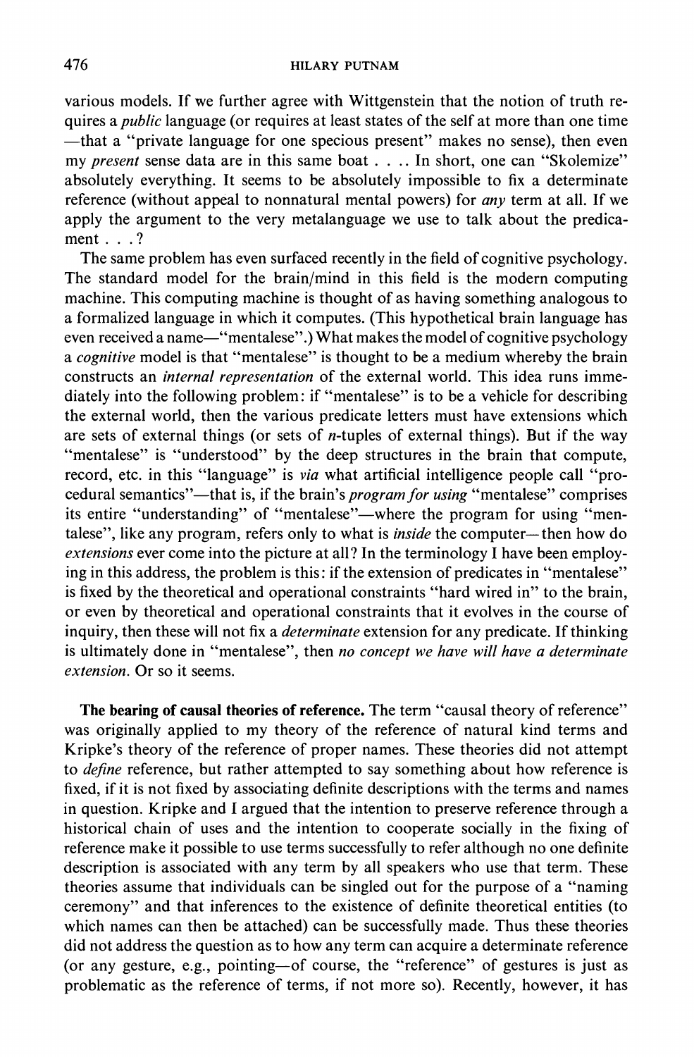various models. If we further agree with Wittgenstein that the notion of truth requires a *public* language (or requires at least states of the self at more than one time—that a "private language for one specious present" makes no sense), then even my *present* sense data are in this same boat . . .. In short, one can "Skolemize" absolutely everything. It seems to be absolutely impossible to fix a determinate reference (without appeal to nonnatural mental powers) for *any* term at all. If we apply the argument to the very metalanguage we use to talk about the predicament . . .?

The same problem has even surfaced recently in the field of cognitive psychology. The standard model for the brain/mind in this field is the modern computing machine. This computing machine is thought of as having something analogous to a formalized language in which it computes. (This hypothetical brain language has even received a name—"mentalese".) What makes the model of cognitive psychology a *cognitive* model is that "mentalese" is thought to be a medium whereby the brain constructs an *internal representation* of the external world. This idea runs immediately into the following problem: if "mentalese" is to be a vehicle for describing the external world, then the various predicate letters must have extensions which are sets of external things (or sets of $n$-tuples of external things). But if the way "mentalese" is "understood" by the deep structures in the brain that compute, record, etc. in this "language" is *via* what artificial intelligence people call "procedural semantics"—that is, if the brain's *program for using* "mentalese" comprises its entire "understanding" of "mentalese"—where the program for using "mentalese", like any program, refers only to what is *inside* the computer—then how do *extensions* ever come into the picture at all? In the terminology I have been employing in this address, the problem is this: if the extension of predicates in "mentalese" is fixed by the theoretical and operational constraints "hard wired in" to the brain, or even by theoretical and operational constraints that it evolves in the course of inquiry, then these will not fix a *determinate* extension for any predicate. If thinking is ultimately done in "mentalese", then *no concept we have will have a determinate extension*. Or so it seems.

**The bearing of causal theories of reference.** The term "causal theory of reference" was originally applied to my theory of the reference of natural kind terms and Kripke's theory of the reference of proper names. These theories did not attempt to *define* reference, but rather attempted to say something about how reference is fixed, if it is not fixed by associating definite descriptions with the terms and names in question. Kripke and I argued that the intention to preserve reference through a historical chain of uses and the intention to cooperate socially in the fixing of reference make it possible to use terms successfully to refer although no one definite description is associated with any term by all speakers who use that term. These theories assume that individuals can be singled out for the purpose of a "naming ceremony" and that inferences to the existence of definite theoretical entities (to which names can then be attached) can be successfully made. Thus these theories did not address the question as to how any term can acquire a determinate reference (or any gesture, e.g., pointing—of course, the "reference" of gestures is just as problematic as the reference of terms, if not more so). Recently, however, it has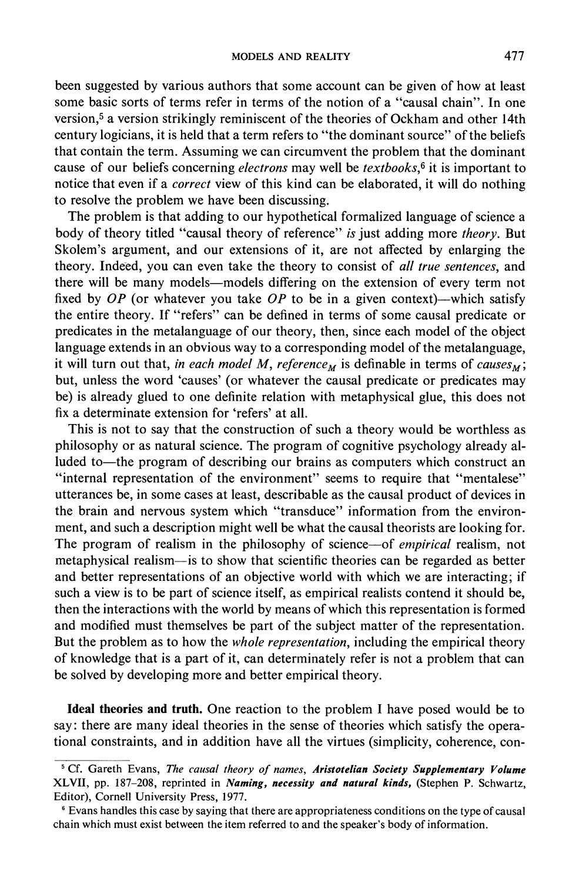been suggested by various authors that some account can be given of how at least some basic sorts of terms refer in terms of the notion of a "causal chain". In one version,[5] a version strikingly reminiscent of the theories of Ockham and other 14th century logicians, it is held that a term refers to "the dominant source" of the beliefs that contain the term. Assuming we can circumvent the problem that the dominant cause of our beliefs concerning *electrons* may well be *textbooks*,[6] it is important to notice that even if a *correct* view of this kind can be elaborated, it will do nothing to resolve the problem we have been discussing.

The problem is that adding to our hypothetical formalized language of science a body of theory titled "causal theory of reference" *is* just adding more *theory*. But Skolem's argument, and our extensions of it, are not affected by enlarging the theory. Indeed, you can even take the theory to consist of *all true sentences*, and there will be many models—models differing on the extension of every term not fixed by *OP* (or whatever you take *OP* to be in a given context)—which satisfy the entire theory. If "refers" can be defined in terms of some causal predicate or predicates in the metalanguage of our theory, then, since each model of the object language extends in an obvious way to a corresponding model of the metalanguage, it will turn out that, *in each model M*, $reference_M$ is definable in terms of $causes_M$; but, unless the word 'causes' (or whatever the causal predicate or predicates may be) is already glued to one definite relation with metaphysical glue, this does not fix a determinate extension for 'refers' at all.

This is not to say that the construction of such a theory would be worthless as philosophy or as natural science. The program of cognitive psychology already alluded to—the program of describing our brains as computers which construct an "internal representation of the environment" seems to require that "mentalese" utterances be, in some cases at least, describable as the causal product of devices in the brain and nervous system which "transduce" information from the environment, and such a description might well be what the causal theorists are looking for. The program of realism in the philosophy of science—of *empirical* realism, not metaphysical realism—is to show that scientific theories can be regarded as better and better representations of an objective world with which we are interacting; if such a view is to be part of science itself, as empirical realists contend it should be, then the interactions with the world by means of which this representation is formed and modified must themselves be part of the subject matter of the representation. But the problem as to how the *whole representation*, including the empirical theory of knowledge that is a part of it, can determinately refer is not a problem that can be solved by developing more and better empirical theory.

**Ideal theories and truth.** One reaction to the problem I have posed would be to say: there are many ideal theories in the sense of theories which satisfy the operational constraints, and in addition have all the virtues (simplicity, coherence, con-

[5] Cf. Gareth Evans, *The causal theory of names*, ***Aristotelian Society Supplementary Volume*** XLVII, pp. 187–208, reprinted in ***Naming, necessity and natural kinds***, (Stephen P. Schwartz, Editor), Cornell University Press, 1977.

[6] Evans handles this case by saying that there are appropriateness conditions on the type of causal chain which must exist between the item referred to and the speaker's body of information.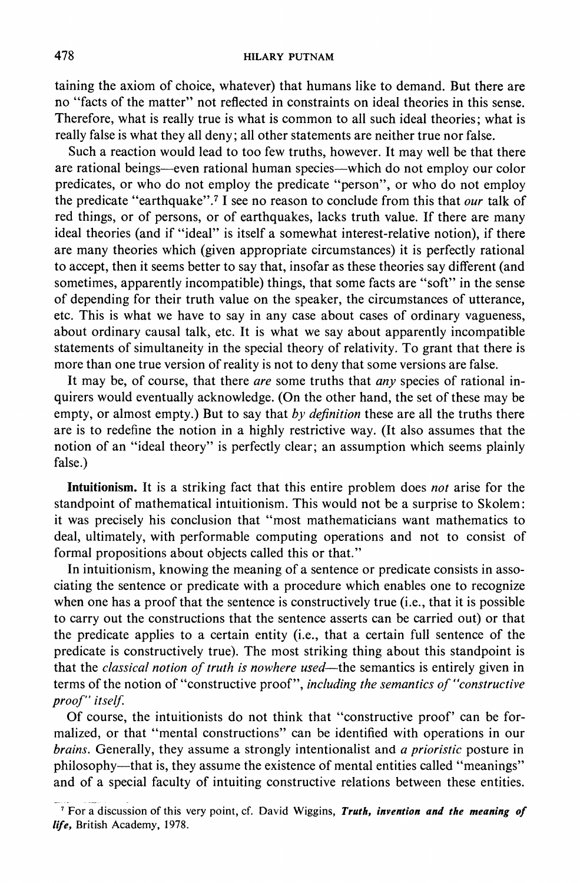taining the axiom of choice, whatever) that humans like to demand. But there are no "facts of the matter" not reflected in constraints on ideal theories in this sense. Therefore, what is really true is what is common to all such ideal theories; what is really false is what they all deny; all other statements are neither true nor false.

Such a reaction would lead to too few truths, however. It may well be that there are rational beings—even rational human species—which do not employ our color predicates, or who do not employ the predicate "person", or who do not employ the predicate "earthquake".[7] I see no reason to conclude from this that *our* talk of red things, or of persons, or of earthquakes, lacks truth value. If there are many ideal theories (and if "ideal" is itself a somewhat interest-relative notion), if there are many theories which (given appropriate circumstances) it is perfectly rational to accept, then it seems better to say that, insofar as these theories say different (and sometimes, apparently incompatible) things, that some facts are "soft" in the sense of depending for their truth value on the speaker, the circumstances of utterance, etc. This is what we have to say in any case about cases of ordinary vagueness, about ordinary causal talk, etc. It is what we say about apparently incompatible statements of simultaneity in the special theory of relativity. To grant that there is more than one true version of reality is not to deny that some versions are false.

It may be, of course, that there *are* some truths that *any* species of rational inquirers would eventually acknowledge. (On the other hand, the set of these may be empty, or almost empty.) But to say that *by definition* these are all the truths there are is to redefine the notion in a highly restrictive way. (It also assumes that the notion of an "ideal theory" is perfectly clear; an assumption which seems plainly false.)

**Intuitionism.** It is a striking fact that this entire problem does *not* arise for the standpoint of mathematical intuitionism. This would not be a surprise to Skolem: it was precisely his conclusion that "most mathematicians want mathematics to deal, ultimately, with performable computing operations and not to consist of formal propositions about objects called this or that."

In intuitionism, knowing the meaning of a sentence or predicate consists in associating the sentence or predicate with a procedure which enables one to recognize when one has a proof that the sentence is constructively true (i.e., that it is possible to carry out the constructions that the sentence asserts can be carried out) or that the predicate applies to a certain entity (i.e., that a certain full sentence of the predicate is constructively true). The most striking thing about this standpoint is that the *classical notion of truth is nowhere used*—the semantics is entirely given in terms of the notion of "constructive proof", *including the semantics of "constructive proof" itself.*

Of course, the intuitionists do not think that "constructive proof" can be formalized, or that "mental constructions" can be identified with operations in our *brains*. Generally, they assume a strongly intentionalist and *a prioristic* posture in philosophy—that is, they assume the existence of mental entities called "meanings" and of a special faculty of intuiting constructive relations between these entities.

[7] For a discussion of this very point, cf. David Wiggins, ***Truth, invention and the meaning of life***, British Academy, 1978.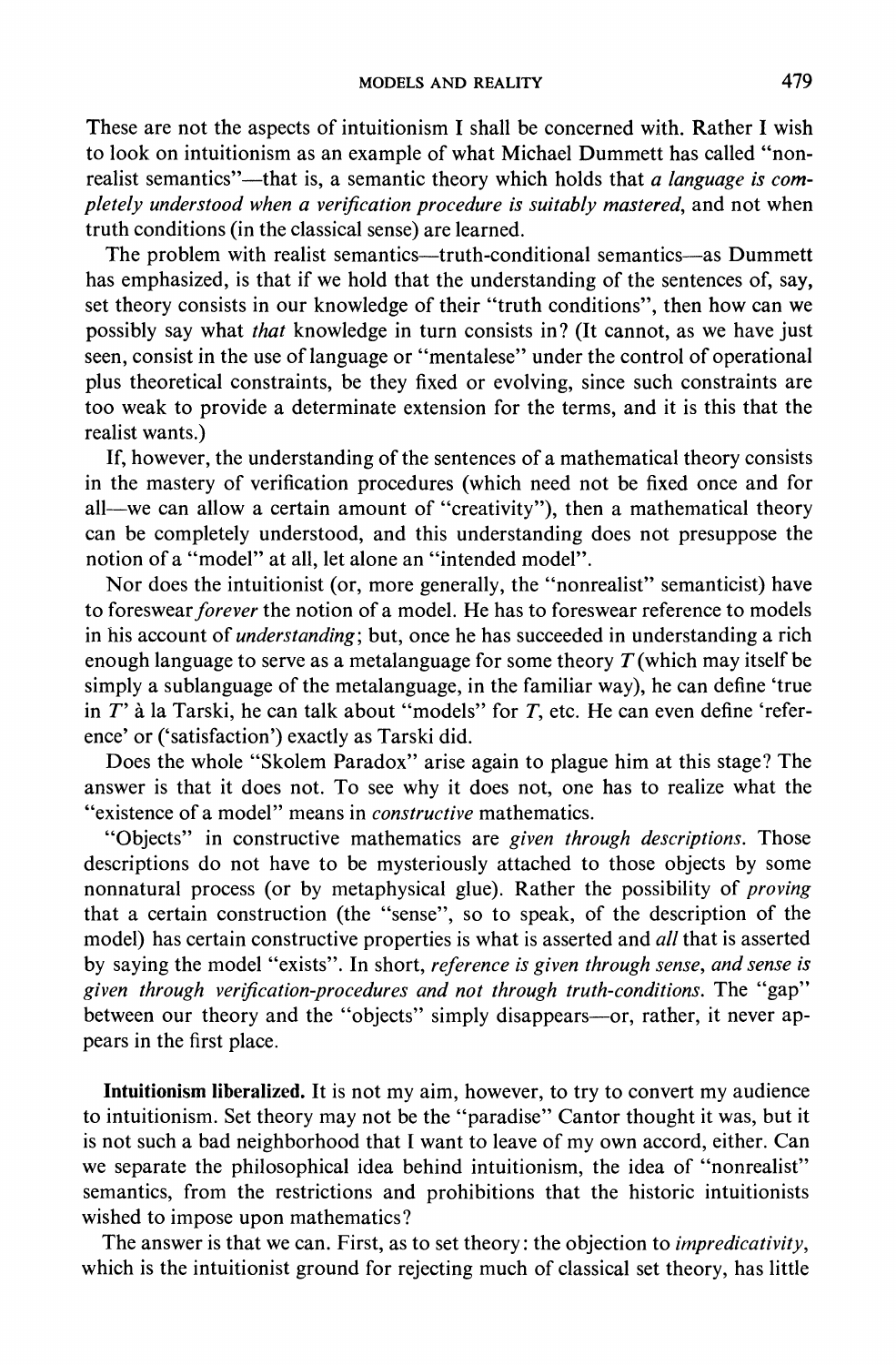These are not the aspects of intuitionism I shall be concerned with. Rather I wish to look on intuitionism as an example of what Michael Dummett has called "non-realist semantics"—that is, a semantic theory which holds that *a language is completely understood when a verification procedure is suitably mastered*, and not when truth conditions (in the classical sense) are learned.

The problem with realist semantics—truth-conditional semantics—as Dummett has emphasized, is that if we hold that the understanding of the sentences of, say, set theory consists in our knowledge of their "truth conditions", then how can we possibly say what *that* knowledge in turn consists in? (It cannot, as we have just seen, consist in the use of language or "mentalese" under the control of operational plus theoretical constraints, be they fixed or evolving, since such constraints are too weak to provide a determinate extension for the terms, and it is this that the realist wants.)

If, however, the understanding of the sentences of a mathematical theory consists in the mastery of verification procedures (which need not be fixed once and for all—we can allow a certain amount of "creativity"), then a mathematical theory can be completely understood, and this understanding does not presuppose the notion of a "model" at all, let alone an "intended model".

Nor does the intuitionist (or, more generally, the "nonrealist" semanticist) have to foreswear *forever* the notion of a model. He has to foreswear reference to models in his account of *understanding*; but, once he has succeeded in understanding a rich enough language to serve as a metalanguage for some theory $T$ (which may itself be simply a sublanguage of the metalanguage, in the familiar way), he can define 'true in $T$' à la Tarski, he can talk about "models" for $T$, etc. He can even define 'reference' or ('satisfaction') exactly as Tarski did.

Does the whole "Skolem Paradox" arise again to plague him at this stage? The answer is that it does not. To see why it does not, one has to realize what the "existence of a model" means in *constructive* mathematics.

"Objects" in constructive mathematics are *given through descriptions*. Those descriptions do not have to be mysteriously attached to those objects by some nonnatural process (or by metaphysical glue). Rather the possibility of *proving* that a certain construction (the "sense", so to speak, of the description of the model) has certain constructive properties is what is asserted and *all* that is asserted by saying the model "exists". In short, *reference is given through sense, and sense is given through verification-procedures and not through truth-conditions*. The "gap" between our theory and the "objects" simply disappears—or, rather, it never appears in the first place.

**Intuitionism liberalized.** It is not my aim, however, to try to convert my audience to intuitionism. Set theory may not be the "paradise" Cantor thought it was, but it is not such a bad neighborhood that I want to leave of my own accord, either. Can we separate the philosophical idea behind intuitionism, the idea of "nonrealist" semantics, from the restrictions and prohibitions that the historic intuitionists wished to impose upon mathematics?

The answer is that we can. First, as to set theory: the objection to *impredicativity*, which is the intuitionist ground for rejecting much of classical set theory, has little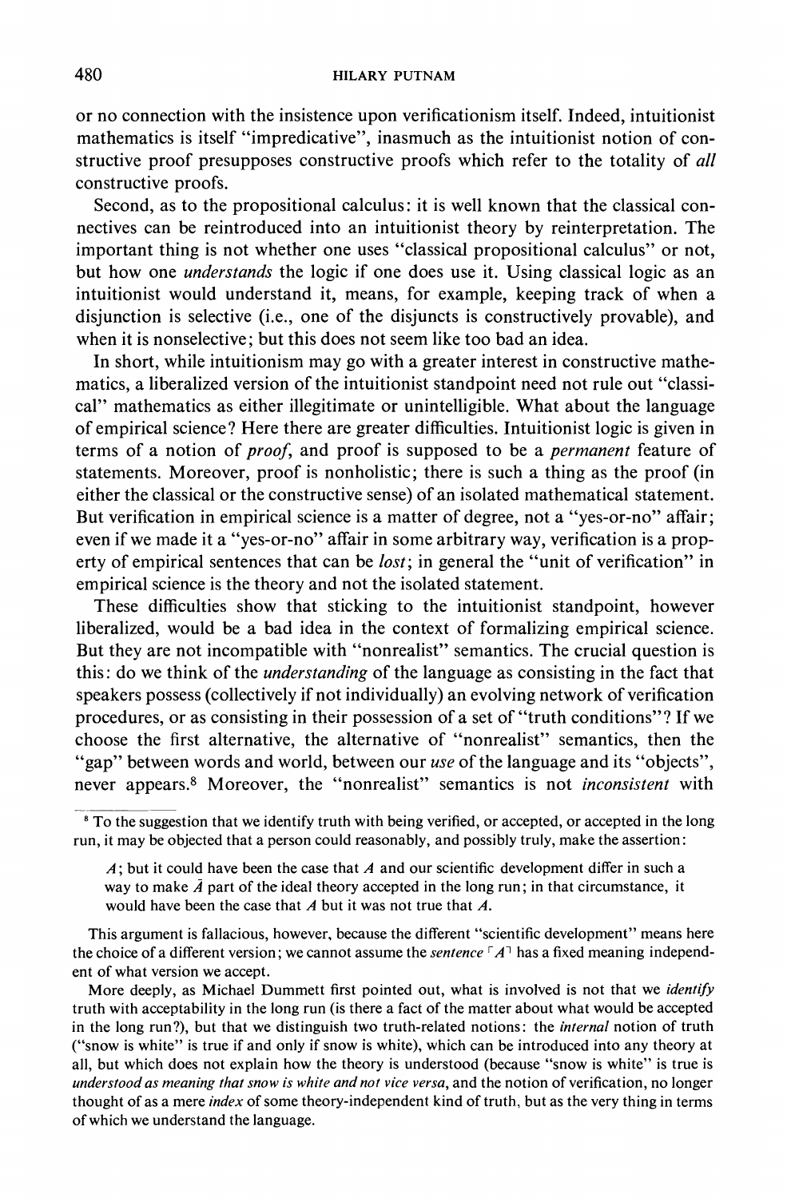or no connection with the insistence upon verificationism itself. Indeed, intuitionist mathematics is itself "impredicative", inasmuch as the intuitionist notion of constructive proof presupposes constructive proofs which refer to the totality of *all* constructive proofs.

Second, as to the propositional calculus: it is well known that the classical connectives can be reintroduced into an intuitionist theory by reinterpretation. The important thing is not whether one uses "classical propositional calculus" or not, but how one *understands* the logic if one does use it. Using classical logic as an intuitionist would understand it, means, for example, keeping track of when a disjunction is selective (i.e., one of the disjuncts is constructively provable), and when it is nonselective; but this does not seem like too bad an idea.

In short, while intuitionism may go with a greater interest in constructive mathematics, a liberalized version of the intuitionist standpoint need not rule out "classical" mathematics as either illegitimate or unintelligible. What about the language of empirical science? Here there are greater difficulties. Intuitionist logic is given in terms of a notion of *proof*, and proof is supposed to be a *permanent* feature of statements. Moreover, proof is nonholistic; there is such a thing as the proof (in either the classical or the constructive sense) of an isolated mathematical statement. But verification in empirical science is a matter of degree, not a "yes-or-no" affair; even if we made it a "yes-or-no" affair in some arbitrary way, verification is a property of empirical sentences that can be *lost*; in general the "unit of verification" in empirical science is the theory and not the isolated statement.

These difficulties show that sticking to the intuitionist standpoint, however liberalized, would be a bad idea in the context of formalizing empirical science. But they are not incompatible with "nonrealist" semantics. The crucial question is this: do we think of the *understanding* of the language as consisting in the fact that speakers possess (collectively if not individually) an evolving network of verification procedures, or as consisting in their possession of a set of "truth conditions"? If we choose the first alternative, the alternative of "nonrealist" semantics, then the "gap" between words and world, between our *use* of the language and its "objects", never appears.[8] Moreover, the "nonrealist" semantics is not *inconsistent* with

[8] To the suggestion that we identify truth with being verified, or accepted, or accepted in the long run, it may be objected that a person could reasonably, and possibly truly, make the assertion:

> $A$; but it could have been the case that $A$ and our scientific development differ in such a way to make $\bar{A}$ part of the ideal theory accepted in the long run; in that circumstance, it would have been the case that $A$ but it was not true that $A$.

This argument is fallacious, however, because the different "scientific development" means here the choice of a different version; we cannot assume the *sentence* $\ulcorner A \urcorner$ has a fixed meaning independent of what version we accept.

More deeply, as Michael Dummett first pointed out, what is involved is not that we *identify* truth with acceptability in the long run (is there a fact of the matter about what would be accepted in the long run?), but that we distinguish two truth-related notions: the *internal* notion of truth ("snow is white" is true if and only if snow is white), which can be introduced into any theory at all, but which does not explain how the theory is understood (because "snow is white" is true is *understood as meaning that snow is white and not vice versa*, and the notion of verification, no longer thought of as a mere *index* of some theory-independent kind of truth, but as the very thing in terms of which we understand the language.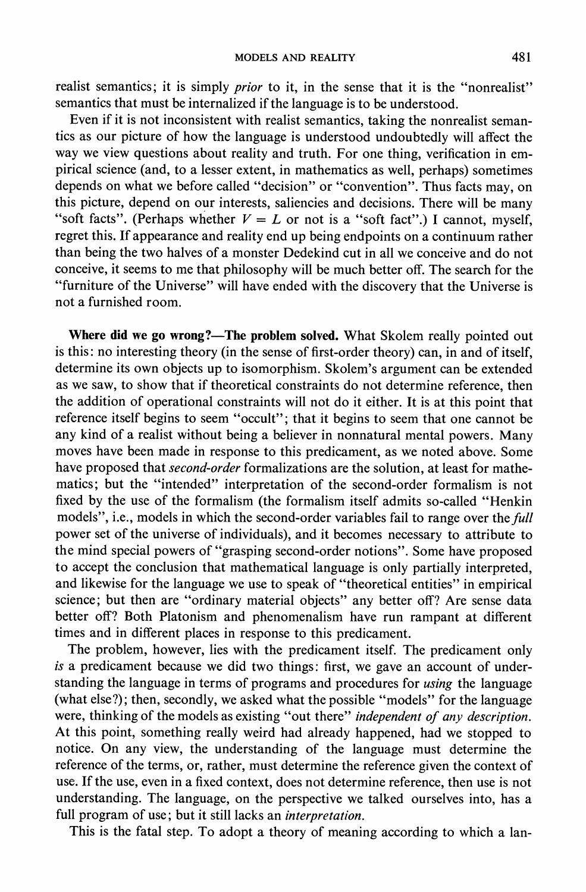realist semantics; it is simply *prior* to it, in the sense that it is the "nonrealist" semantics that must be internalized if the language is to be understood.

Even if it is not inconsistent with realist semantics, taking the nonrealist semantics as our picture of how the language is understood undoubtedly will affect the way we view questions about reality and truth. For one thing, verification in empirical science (and, to a lesser extent, in mathematics as well, perhaps) sometimes depends on what we before called "decision" or "convention". Thus facts may, on this picture, depend on our interests, saliencies and decisions. There will be many "soft facts". (Perhaps whether $V = L$ or not is a "soft fact".) I cannot, myself, regret this. If appearance and reality end up being endpoints on a continuum rather than being the two halves of a monster Dedekind cut in all we conceive and do not conceive, it seems to me that philosophy will be much better off. The search for the "furniture of the Universe" will have ended with the discovery that the Universe is not a furnished room.

**Where did we go wrong?—The problem solved.** What Skolem really pointed out is this: no interesting theory (in the sense of first-order theory) can, in and of itself, determine its own objects up to isomorphism. Skolem's argument can be extended as we saw, to show that if theoretical constraints do not determine reference, then the addition of operational constraints will not do it either. It is at this point that reference itself begins to seem "occult"; that it begins to seem that one cannot be any kind of a realist without being a believer in nonnatural mental powers. Many moves have been made in response to this predicament, as we noted above. Some have proposed that *second-order* formalizations are the solution, at least for mathematics; but the "intended" interpretation of the second-order formalism is not fixed by the use of the formalism (the formalism itself admits so-called "Henkin models", i.e., models in which the second-order variables fail to range over the *full* power set of the universe of individuals), and it becomes necessary to attribute to the mind special powers of "grasping second-order notions". Some have proposed to accept the conclusion that mathematical language is only partially interpreted, and likewise for the language we use to speak of "theoretical entities" in empirical science; but then are "ordinary material objects" any better off? Are sense data better off? Both Platonism and phenomenalism have run rampant at different times and in different places in response to this predicament.

The problem, however, lies with the predicament itself. The predicament only *is* a predicament because we did two things: first, we gave an account of understanding the language in terms of programs and procedures for *using* the language (what else?); then, secondly, we asked what the possible "models" for the language were, thinking of the models as existing "out there" *independent of any description.* At this point, something really weird had already happened, had we stopped to notice. On any view, the understanding of the language must determine the reference of the terms, or, rather, must determine the reference given the context of use. If the use, even in a fixed context, does not determine reference, then use is not understanding. The language, on the perspective we talked ourselves into, has a full program of use; but it still lacks an *interpretation.*

This is the fatal step. To adopt a theory of meaning according to which a lan-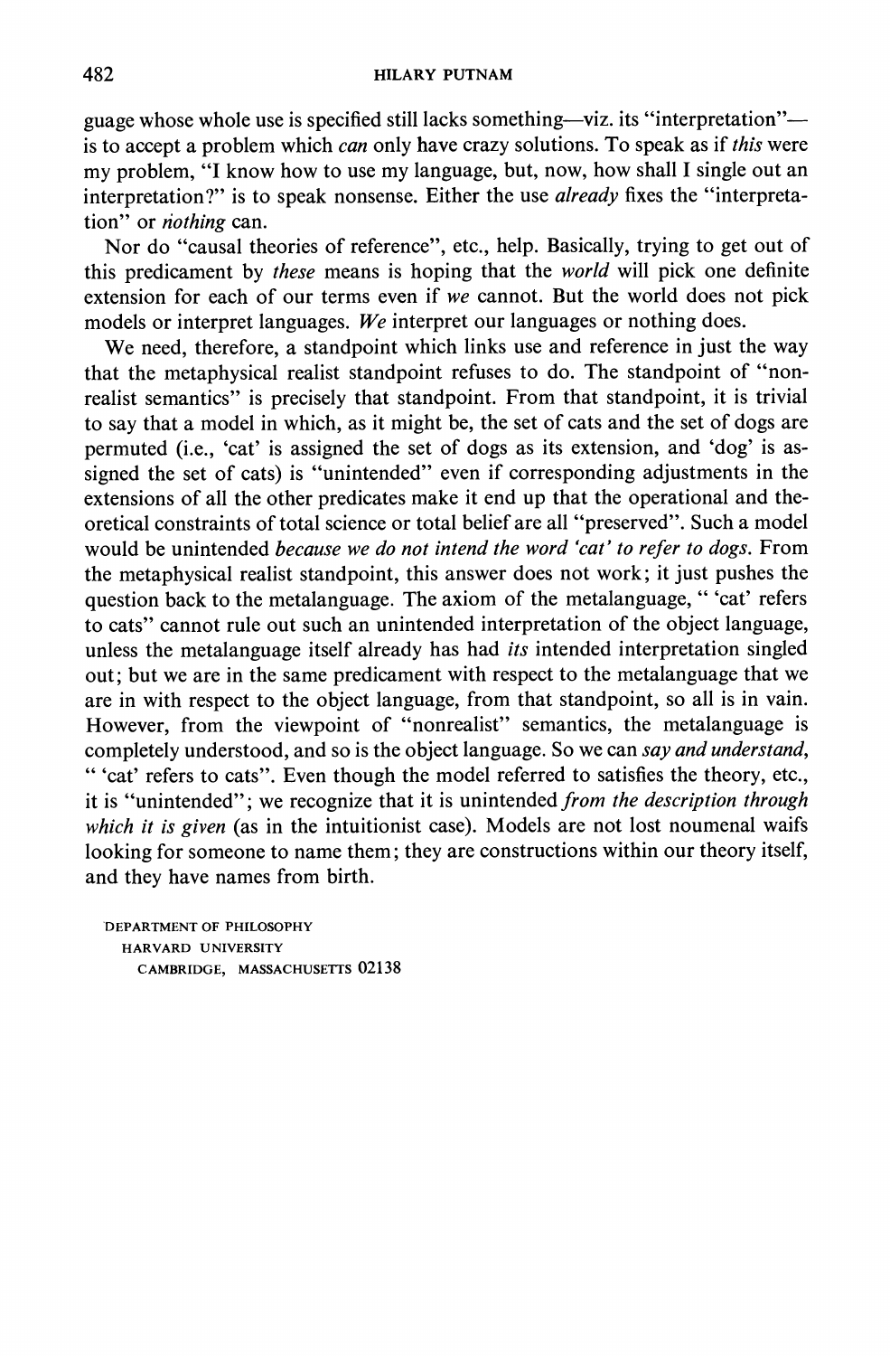guage whose whole use is specified still lacks something—viz. its "interpretation"—is to accept a problem which *can* only have crazy solutions. To speak as if *this* were my problem, "I know how to use my language, but, now, how shall I single out an interpretation?" is to speak nonsense. Either the use *already* fixes the "interpretation" or *nothing* can.

Nor do "causal theories of reference", etc., help. Basically, trying to get out of this predicament by *these* means is hoping that the *world* will pick one definite extension for each of our terms even if *we* cannot. But the world does not pick models or interpret languages. *We* interpret our languages or nothing does.

We need, therefore, a standpoint which links use and reference in just the way that the metaphysical realist standpoint refuses to do. The standpoint of "nonrealist semantics" is precisely that standpoint. From that standpoint, it is trivial to say that a model in which, as it might be, the set of cats and the set of dogs are permuted (i.e., 'cat' is assigned the set of dogs as its extension, and 'dog' is assigned the set of cats) is "unintended" even if corresponding adjustments in the extensions of all the other predicates make it end up that the operational and theoretical constraints of total science or total belief are all "preserved". Such a model would be unintended *because we do not intend the word 'cat' to refer to dogs.* From the metaphysical realist standpoint, this answer does not work; it just pushes the question back to the metalanguage. The axiom of the metalanguage, " 'cat' refers to cats" cannot rule out such an unintended interpretation of the object language, unless the metalanguage itself already has had *its* intended interpretation singled out; but we are in the same predicament with respect to the metalanguage that we are in with respect to the object language, from that standpoint, so all is in vain. However, from the viewpoint of "nonrealist" semantics, the metalanguage is completely understood, and so is the object language. So we can *say and understand*, " 'cat' refers to cats". Even though the model referred to satisfies the theory, etc., it is "unintended"; we recognize that it is unintended *from the description through which it is given* (as in the intuitionist case). Models are not lost noumenal waifs looking for someone to name them; they are constructions within our theory itself, and they have names from birth.

DEPARTMENT OF PHILOSOPHY
HARVARD UNIVERSITY
CAMBRIDGE, MASSACHUSETTS 02138